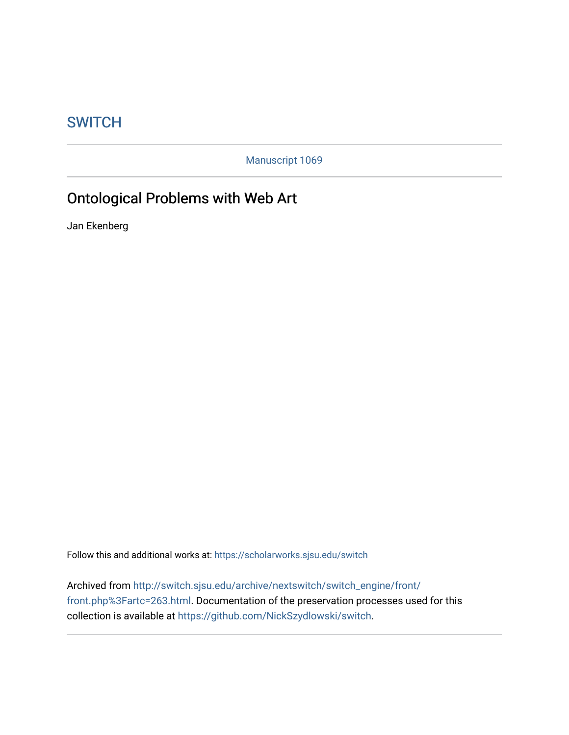SWITCH

Manuscript 1069

# Ontological Problems with Web Art

Jan Ekenberg

Follow this and additional works at: https://scholarworks.sjsu.edu/switch

Archived from http://switch.sjsu.edu/archive/nextswitch/switch_engine/front/front.php%3Fartc=263.html. Documentation of the preservation processes used for this collection is available at https://github.com/NickSzydlowski/switch.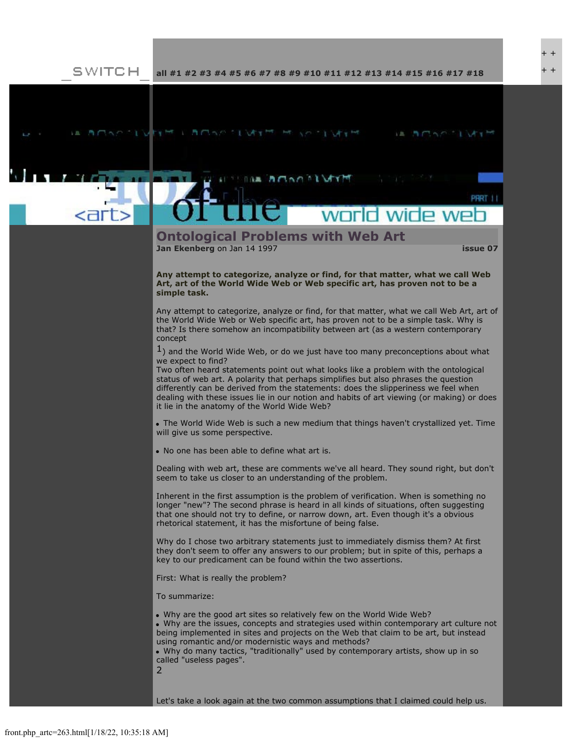_SWITCH_ all #1 #2 #3 #4 #5 #6 #7 #8 #9 #10 #11 #12 #13 #14 #15 #16 #17 #18

# Ontological Problems with Web Art

**Jan Ekenberg** on Jan 14 1997 **issue 07**

**Any attempt to categorize, analyze or find, for that matter, what we call Web Art, art of the World Wide Web or Web specific art, has proven not to be a simple task.**

Any attempt to categorize, analyze or find, for that matter, what we call Web Art, art of the World Wide Web or Web specific art, has proven not to be a simple task. Why is that? Is there somehow an incompatibility between art (as a western contemporary concept [1]) and the World Wide Web, or do we just have too many preconceptions about what we expect to find?

Two often heard statements point out what looks like a problem with the ontological status of web art. A polarity that perhaps simplifies but also phrases the question differently can be derived from the statements: does the slipperiness we feel when dealing with these issues lie in our notion and habits of art viewing (or making) or does it lie in the anatomy of the World Wide Web?

- The World Wide Web is such a new medium that things haven't crystallized yet. Time will give us some perspective.
- No one has been able to define what art is.

Dealing with web art, these are comments we've all heard. They sound right, but don't seem to take us closer to an understanding of the problem.

Inherent in the first assumption is the problem of verification. When is something no longer "new"? The second phrase is heard in all kinds of situations, often suggesting that one should not try to define, or narrow down, art. Even though it's a obvious rhetorical statement, it has the misfortune of being false.

Why do I chose two arbitrary statements just to immediately dismiss them? At first they don't seem to offer any answers to our problem; but in spite of this, perhaps a key to our predicament can be found within the two assertions.

First: What is really the problem?

To summarize:

- Why are the good art sites so relatively few on the World Wide Web?
- Why are the issues, concepts and strategies used within contemporary art culture not being implemented in sites and projects on the Web that claim to be art, but instead using romantic and/or modernistic ways and methods?
- Why do many tactics, "traditionally" used by contemporary artists, show up in so called "useless pages". [2]

Let's take a look again at the two common assumptions that I claimed could help us.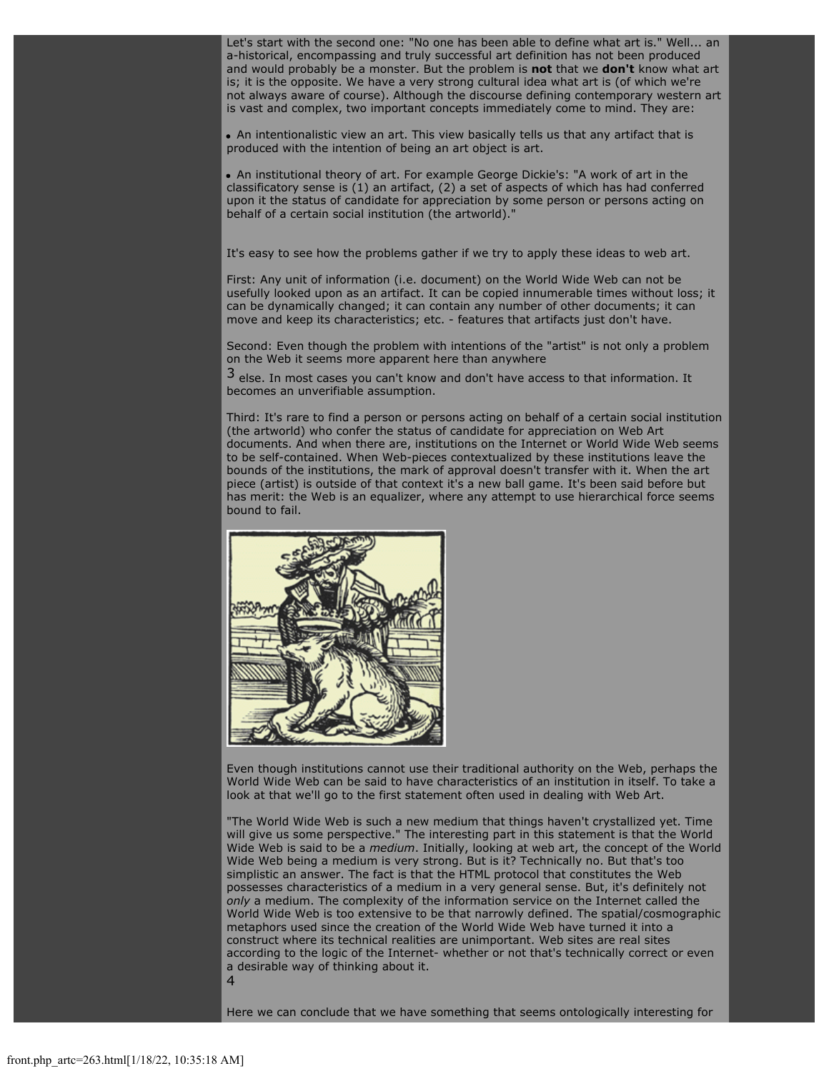Let's start with the second one: "No one has been able to define what art is." Well... an a-historical, encompassing and truly successful art definition has not been produced and would probably be a monster. But the problem is **not** that we **don't** know what art is; it is the opposite. We have a very strong cultural idea what art is (of which we're not always aware of course). Although the discourse defining contemporary western art is vast and complex, two important concepts immediately come to mind. They are:

- An intentionalistic view an art. This view basically tells us that any artifact that is produced with the intention of being an art object is art.
- An institutional theory of art. For example George Dickie's: "A work of art in the classificatory sense is (1) an artifact, (2) a set of aspects of which has had conferred upon it the status of candidate for appreciation by some person or persons acting on behalf of a certain social institution (the artworld)."

It's easy to see how the problems gather if we try to apply these ideas to web art.

First: Any unit of information (i.e. document) on the World Wide Web can not be usefully looked upon as an artifact. It can be copied innumerable times without loss; it can be dynamically changed; it can contain any number of other documents; it can move and keep its characteristics; etc. - features that artifacts just don't have.

Second: Even though the problem with intentions of the "artist" is not only a problem on the Web it seems more apparent here than anywhere [3] else. In most cases you can't know and don't have access to that information. It becomes an unverifiable assumption.

Third: It's rare to find a person or persons acting on behalf of a certain social institution (the artworld) who confer the status of candidate for appreciation on Web Art documents. And when there are, institutions on the Internet or World Wide Web seems to be self-contained. When Web-pieces contextualized by these institutions leave the bounds of the institutions, the mark of approval doesn't transfer with it. When the art piece (artist) is outside of that context it's a new ball game. It's been said before but has merit: the Web is an equalizer, where any attempt to use hierarchical force seems bound to fail.

Even though institutions cannot use their traditional authority on the Web, perhaps the World Wide Web can be said to have characteristics of an institution in itself. To take a look at that we'll go to the first statement often used in dealing with Web Art.

"The World Wide Web is such a new medium that things haven't crystallized yet. Time will give us some perspective." The interesting part in this statement is that the World Wide Web is said to be a *medium*. Initially, looking at web art, the concept of the World Wide Web being a medium is very strong. But is it? Technically no. But that's too simplistic an answer. The fact is that the HTML protocol that constitutes the Web possesses characteristics of a medium in a very general sense. But, it's definitely not *only* a medium. The complexity of the information service on the Internet called the World Wide Web is too extensive to be that narrowly defined. The spatial/cosmographic metaphors used since the creation of the World Wide Web have turned it into a construct where its technical realities are unimportant. Web sites are real sites according to the logic of the Internet- whether or not that's technically correct or even a desirable way of thinking about it. [4]

Here we can conclude that we have something that seems ontologically interesting for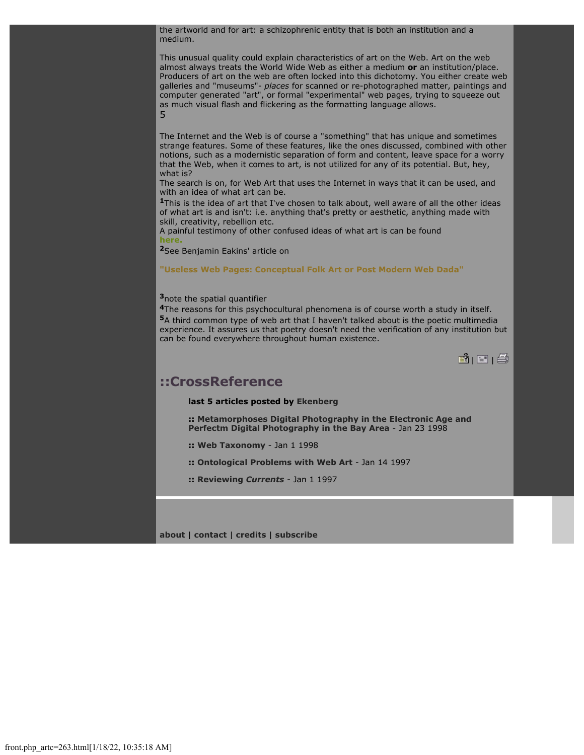the artworld and for art: a schizophrenic entity that is both an institution and a medium.

This unusual quality could explain characteristics of art on the Web. Art on the web almost always treats the World Wide Web as either a medium **or** an institution/place. Producers of art on the web are often locked into this dichotomy. You either create web galleries and "museums"- *places* for scanned or re-photographed matter, paintings and computer generated "art", or formal "experimental" web pages, trying to squeeze out as much visual flash and flickering as the formatting language allows.
5

The Internet and the Web is of course a "something" that has unique and sometimes strange features. Some of these features, like the ones discussed, combined with other notions, such as a modernistic separation of form and content, leave space for a worry that the Web, when it comes to art, is not utilized for any of its potential. But, hey, what is?
The search is on, for Web Art that uses the Internet in ways that it can be used, and with an idea of what art can be.

[1]This is the idea of art that I've chosen to talk about, well aware of all the other ideas of what art is and isn't: i.e. anything that's pretty or aesthetic, anything made with skill, creativity, rebellion etc.
A painful testimony of other confused ideas of what art is can be found **here.**

[2]See Benjamin Eakins' article on

**"Useless Web Pages: Conceptual Folk Art or Post Modern Web Dada"**

[3]note the spatial quantifier

[4]The reasons for this psychocultural phenomena is of course worth a study in itself.

[5]A third common type of web art that I haven't talked about is the poetic multimedia experience. It assures us that poetry doesn't need the verification of any institution but can be found everywhere throughout human existence.

## ::CrossReference

**last 5 articles posted by Ekenberg**

**:: Metamorphoses Digital Photography in the Electronic Age and Perfectm Digital Photography in the Bay Area** - Jan 23 1998

**:: Web Taxonomy** - Jan 1 1998

**:: Ontological Problems with Web Art** - Jan 14 1997

**:: Reviewing *Currents*** - Jan 1 1997

**about** | **contact** | **credits** | **subscribe**